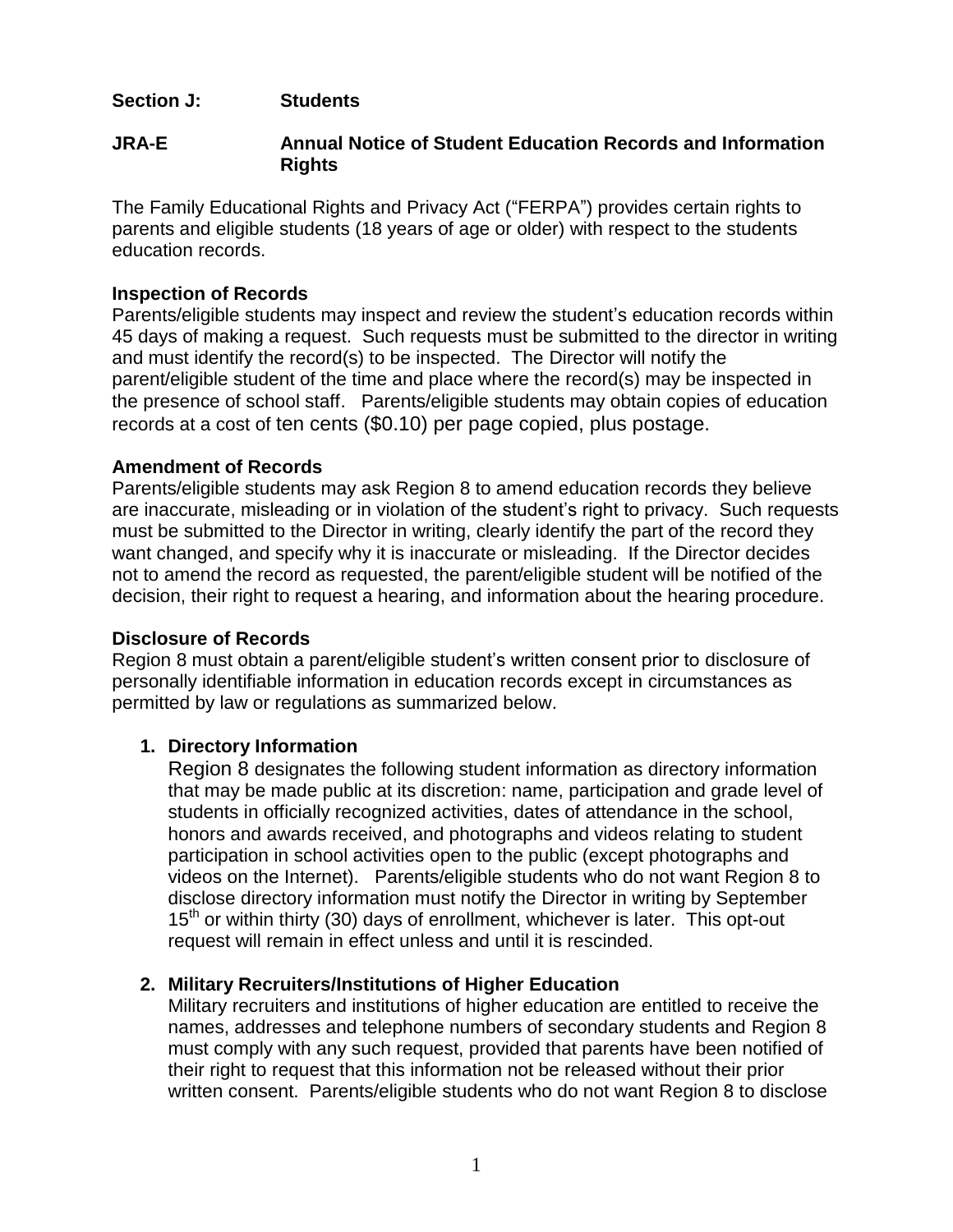## Section J: Students

## JRA-E Annual Notice of Student Education Records and Information Rights

The Family Educational Rights and Privacy Act ("FERPA") provides certain rights to parents and eligible students (18 years of age or older) with respect to the students education records.

### Inspection of Records

Parents/eligible students may inspect and review the student's education records within 45 days of making a request. Such requests must be submitted to the director in writing and must identify the record(s) to be inspected. The Director will notify the parent/eligible student of the time and place where the record(s) may be inspected in the presence of school staff. Parents/eligible students may obtain copies of education records at a cost of ten cents ($0.10) per page copied, plus postage.

### Amendment of Records

Parents/eligible students may ask Region 8 to amend education records they believe are inaccurate, misleading or in violation of the student's right to privacy. Such requests must be submitted to the Director in writing, clearly identify the part of the record they want changed, and specify why it is inaccurate or misleading. If the Director decides not to amend the record as requested, the parent/eligible student will be notified of the decision, their right to request a hearing, and information about the hearing procedure.

### Disclosure of Records

Region 8 must obtain a parent/eligible student's written consent prior to disclosure of personally identifiable information in education records except in circumstances as permitted by law or regulations as summarized below.

1. **Directory Information**

   Region 8 designates the following student information as directory information that may be made public at its discretion: name, participation and grade level of students in officially recognized activities, dates of attendance in the school, honors and awards received, and photographs and videos relating to student participation in school activities open to the public (except photographs and videos on the Internet). Parents/eligible students who do not want Region 8 to disclose directory information must notify the Director in writing by September 15th or within thirty (30) days of enrollment, whichever is later. This opt-out request will remain in effect unless and until it is rescinded.

2. **Military Recruiters/Institutions of Higher Education**

   Military recruiters and institutions of higher education are entitled to receive the names, addresses and telephone numbers of secondary students and Region 8 must comply with any such request, provided that parents have been notified of their right to request that this information not be released without their prior written consent. Parents/eligible students who do not want Region 8 to disclose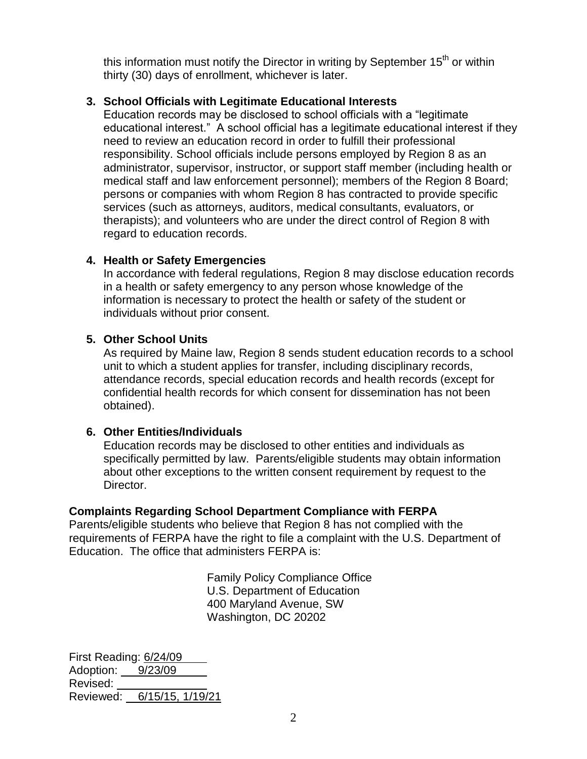this information must notify the Director in writing by September 15th or within thirty (30) days of enrollment, whichever is later.

3. **School Officials with Legitimate Educational Interests**
   Education records may be disclosed to school officials with a "legitimate educational interest." A school official has a legitimate educational interest if they need to review an education record in order to fulfill their professional responsibility. School officials include persons employed by Region 8 as an administrator, supervisor, instructor, or support staff member (including health or medical staff and law enforcement personnel); members of the Region 8 Board; persons or companies with whom Region 8 has contracted to provide specific services (such as attorneys, auditors, medical consultants, evaluators, or therapists); and volunteers who are under the direct control of Region 8 with regard to education records.

4. **Health or Safety Emergencies**
   In accordance with federal regulations, Region 8 may disclose education records in a health or safety emergency to any person whose knowledge of the information is necessary to protect the health or safety of the student or individuals without prior consent.

5. **Other School Units**
   As required by Maine law, Region 8 sends student education records to a school unit to which a student applies for transfer, including disciplinary records, attendance records, special education records and health records (except for confidential health records for which consent for dissemination has not been obtained).

6. **Other Entities/Individuals**
   Education records may be disclosed to other entities and individuals as specifically permitted by law. Parents/eligible students may obtain information about other exceptions to the written consent requirement by request to the Director.

**Complaints Regarding School Department Compliance with FERPA**

Parents/eligible students who believe that Region 8 has not complied with the requirements of FERPA have the right to file a complaint with the U.S. Department of Education. The office that administers FERPA is:

Family Policy Compliance Office
U.S. Department of Education
400 Maryland Avenue, SW
Washington, DC 20202

First Reading: 6/24/09
Adoption: 9/23/09
Revised:
Reviewed: 6/15/15, 1/19/21